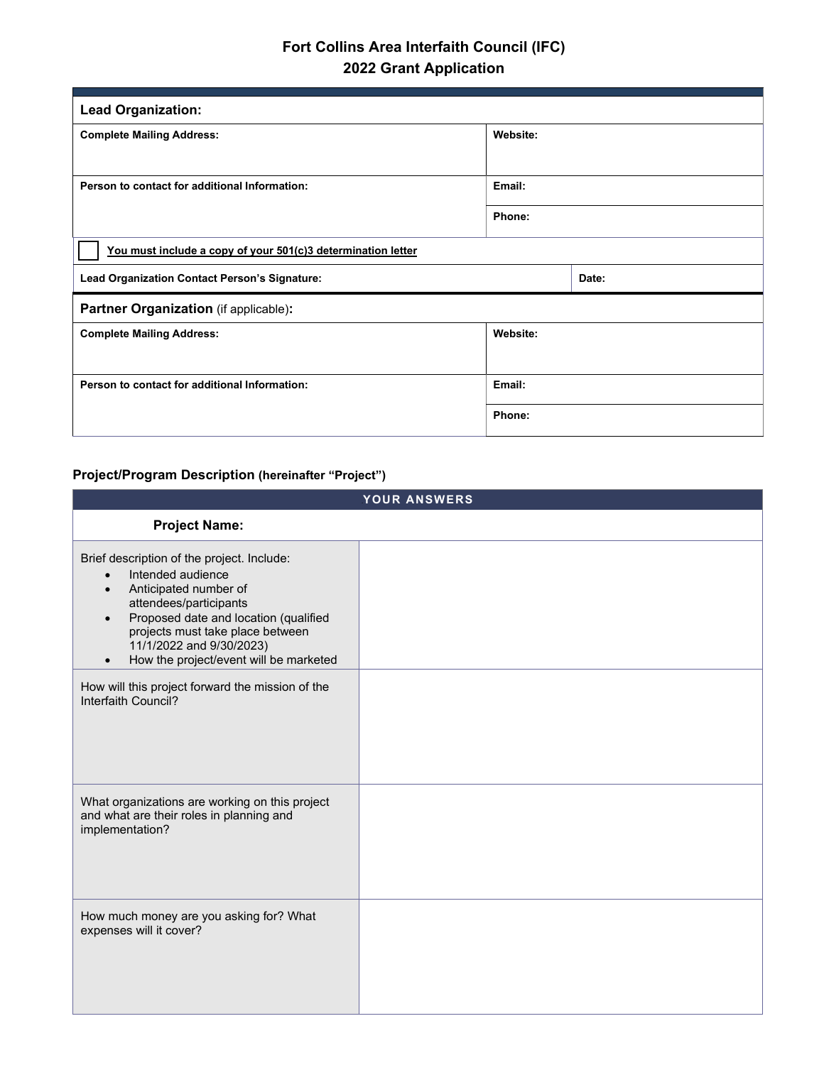# Fort Collins Area Interfaith Council (IFC)
## 2022 Grant Application

| **Lead Organization:** | | |
|---|---|---|
| **Complete Mailing Address:** | **Website:** | |
| **Person to contact for additional Information:** | **Email:** | |
| | **Phone:** | |
| ☐ **You must include a copy of your 501(c)3 determination letter** | | |
| **Lead Organization Contact Person's Signature:** | | **Date:** |

| **Partner Organization** (if applicable)**:** | |
|---|---|
| **Complete Mailing Address:** | **Website:** |
| **Person to contact for additional Information:** | **Email:** |
| | **Phone:** |

### Project/Program Description (hereinafter "Project")

| | YOUR ANSWERS |
|---|---|
| **Project Name:** | |
| Brief description of the project. Include:<br>• Intended audience<br>• Anticipated number of attendees/participants<br>• Proposed date and location (qualified projects must take place between 11/1/2022 and 9/30/2023)<br>• How the project/event will be marketed | |
| How will this project forward the mission of the Interfaith Council? | |
| What organizations are working on this project and what are their roles in planning and implementation? | |
| How much money are you asking for? What expenses will it cover? | |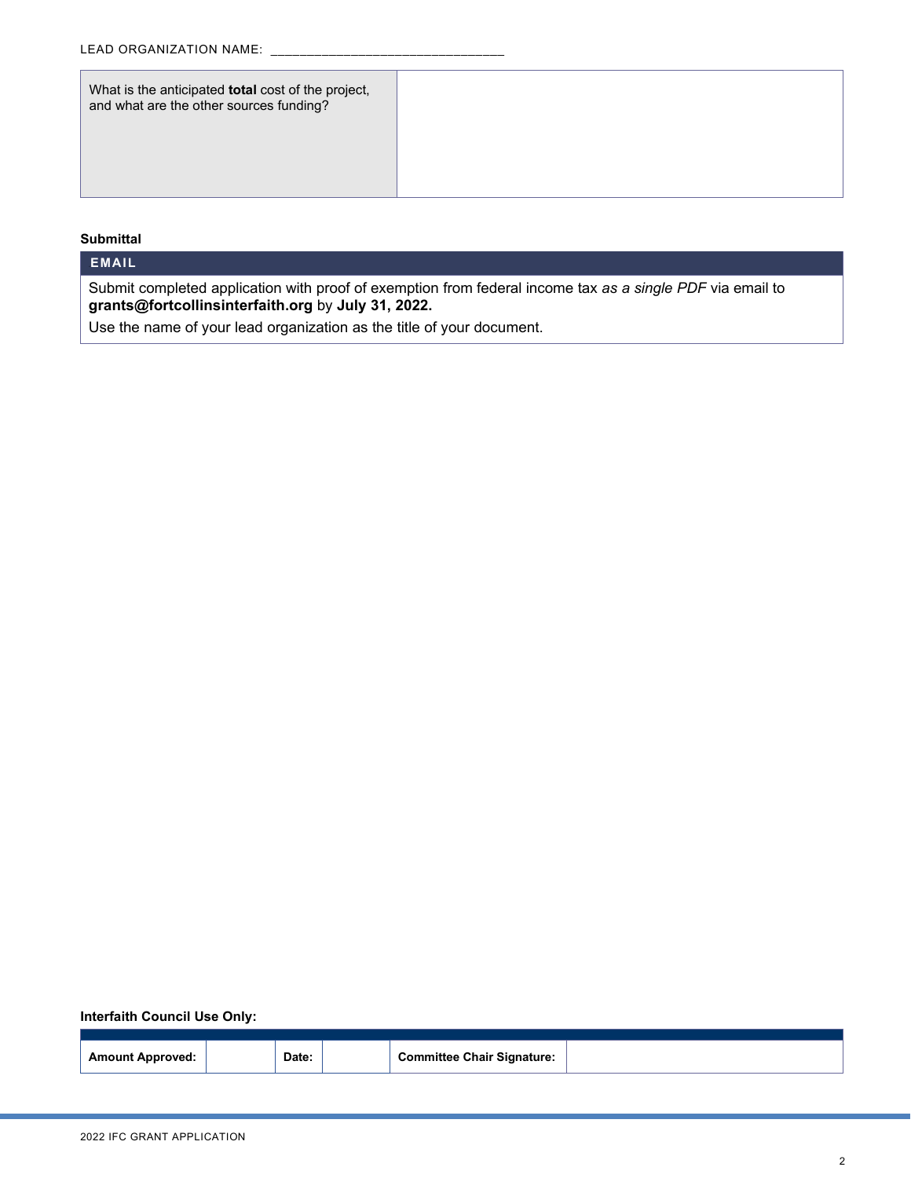LEAD ORGANIZATION NAME: ______________________________

| | |
|---|---|
| What is the anticipated **total** cost of the project, and what are the other sources funding? | |

**Submittal**

| EMAIL |
|---|
| Submit completed application with proof of exemption from federal income tax *as a single PDF* via email to **grants@fortcollinsinterfaith.org** by **July 31, 2022.**<br>Use the name of your lead organization as the title of your document. |

**Interfaith Council Use Only:**

| | | | | | |
|---|---|---|---|---|---|
| **Amount Approved:** | | **Date:** | | **Committee Chair Signature:** | |

2022 IFC GRANT APPLICATION